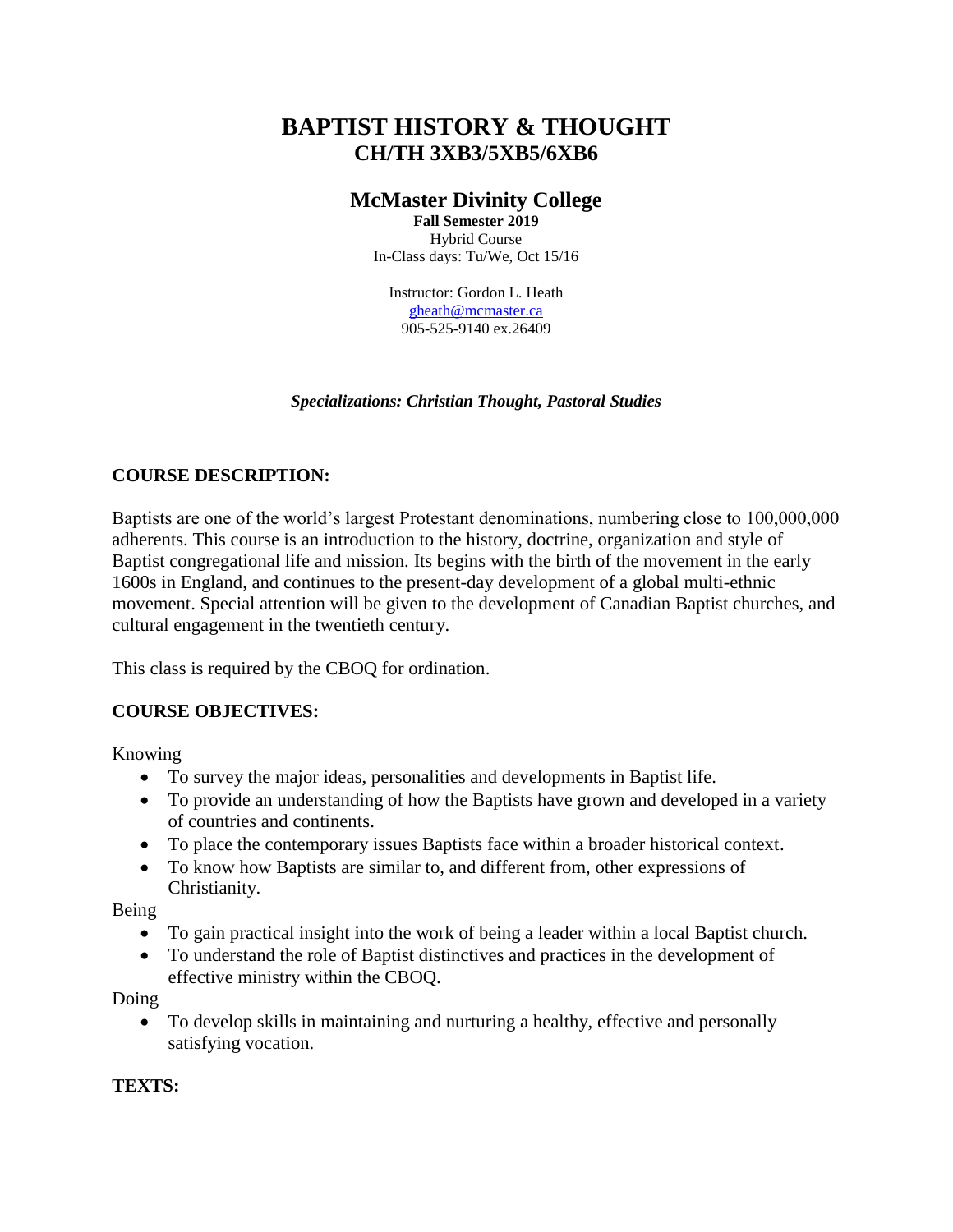# BAPTIST HISTORY & THOUGHT
## CH/TH 3XB3/5XB5/6XB6

## McMaster Divinity College

**Fall Semester 2019**
Hybrid Course
In-Class days: Tu/We, Oct 15/16

Instructor: Gordon L. Heath
gheath@mcmaster.ca
905-525-9140 ex.26409

***Specializations: Christian Thought, Pastoral Studies***

### COURSE DESCRIPTION:

Baptists are one of the world's largest Protestant denominations, numbering close to 100,000,000 adherents. This course is an introduction to the history, doctrine, organization and style of Baptist congregational life and mission. Its begins with the birth of the movement in the early 1600s in England, and continues to the present-day development of a global multi-ethnic movement. Special attention will be given to the development of Canadian Baptist churches, and cultural engagement in the twentieth century.

This class is required by the CBOQ for ordination.

### COURSE OBJECTIVES:

Knowing

- To survey the major ideas, personalities and developments in Baptist life.
- To provide an understanding of how the Baptists have grown and developed in a variety of countries and continents.
- To place the contemporary issues Baptists face within a broader historical context.
- To know how Baptists are similar to, and different from, other expressions of Christianity.

Being

- To gain practical insight into the work of being a leader within a local Baptist church.
- To understand the role of Baptist distinctives and practices in the development of effective ministry within the CBOQ.

Doing

- To develop skills in maintaining and nurturing a healthy, effective and personally satisfying vocation.

### TEXTS: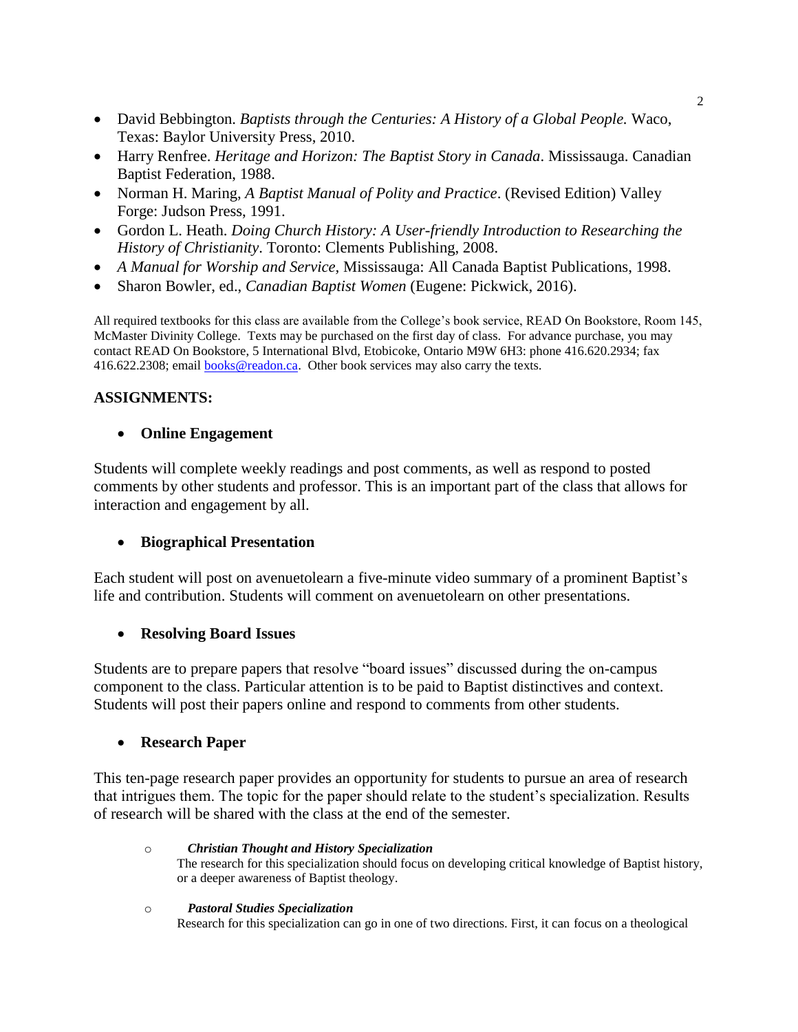- David Bebbington. *Baptists through the Centuries: A History of a Global People.* Waco, Texas: Baylor University Press, 2010.
- Harry Renfree. *Heritage and Horizon: The Baptist Story in Canada*. Mississauga. Canadian Baptist Federation, 1988.
- Norman H. Maring, *A Baptist Manual of Polity and Practice*. (Revised Edition) Valley Forge: Judson Press, 1991.
- Gordon L. Heath. *Doing Church History: A User-friendly Introduction to Researching the History of Christianity*. Toronto: Clements Publishing, 2008.
- *A Manual for Worship and Service,* Mississauga: All Canada Baptist Publications, 1998.
- Sharon Bowler, ed., *Canadian Baptist Women* (Eugene: Pickwick, 2016).

All required textbooks for this class are available from the College's book service, READ On Bookstore, Room 145, McMaster Divinity College. Texts may be purchased on the first day of class. For advance purchase, you may contact READ On Bookstore, 5 International Blvd, Etobicoke, Ontario M9W 6H3: phone 416.620.2934; fax 416.622.2308; email books@readon.ca. Other book services may also carry the texts.

## ASSIGNMENTS:

- **Online Engagement**

Students will complete weekly readings and post comments, as well as respond to posted comments by other students and professor. This is an important part of the class that allows for interaction and engagement by all.

- **Biographical Presentation**

Each student will post on avenuetolearn a five-minute video summary of a prominent Baptist's life and contribution. Students will comment on avenuetolearn on other presentations.

- **Resolving Board Issues**

Students are to prepare papers that resolve "board issues" discussed during the on-campus component to the class. Particular attention is to be paid to Baptist distinctives and context. Students will post their papers online and respond to comments from other students.

- **Research Paper**

This ten-page research paper provides an opportunity for students to pursue an area of research that intrigues them. The topic for the paper should relate to the student's specialization. Results of research will be shared with the class at the end of the semester.

  - ***Christian Thought and History Specialization***
    The research for this specialization should focus on developing critical knowledge of Baptist history, or a deeper awareness of Baptist theology.

  - ***Pastoral Studies Specialization***
    Research for this specialization can go in one of two directions. First, it can focus on a theological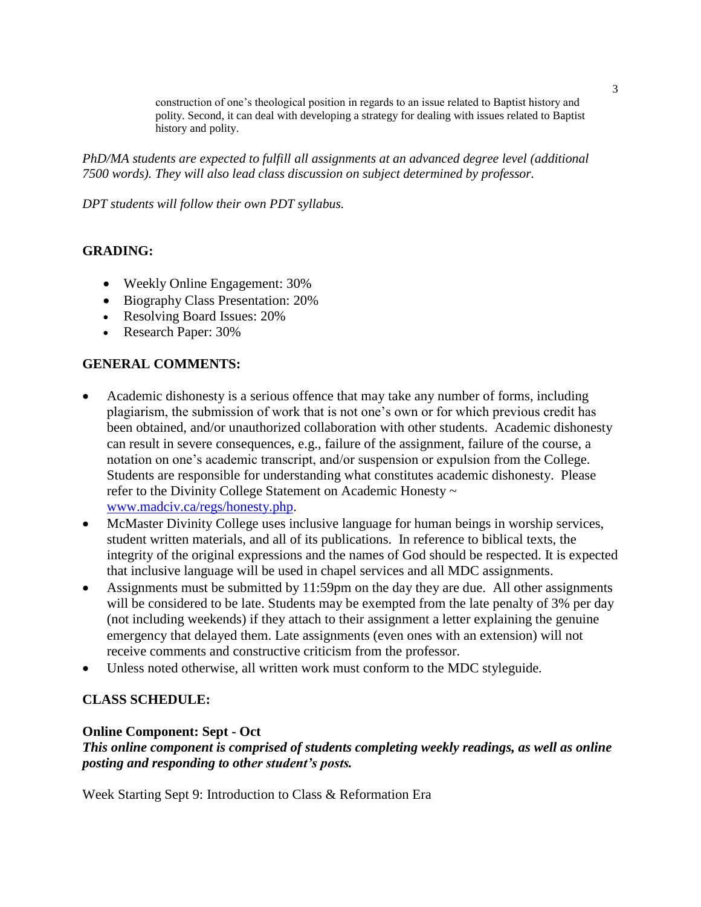construction of one's theological position in regards to an issue related to Baptist history and polity. Second, it can deal with developing a strategy for dealing with issues related to Baptist history and polity.

*PhD/MA students are expected to fulfill all assignments at an advanced degree level (additional 7500 words). They will also lead class discussion on subject determined by professor.*

*DPT students will follow their own PDT syllabus.*

## GRADING:

- Weekly Online Engagement: 30%
- Biography Class Presentation: 20%
- Resolving Board Issues: 20%
- Research Paper: 30%

## GENERAL COMMENTS:

- Academic dishonesty is a serious offence that may take any number of forms, including plagiarism, the submission of work that is not one's own or for which previous credit has been obtained, and/or unauthorized collaboration with other students. Academic dishonesty can result in severe consequences, e.g., failure of the assignment, failure of the course, a notation on one's academic transcript, and/or suspension or expulsion from the College. Students are responsible for understanding what constitutes academic dishonesty. Please refer to the Divinity College Statement on Academic Honesty ~ [www.madciv.ca/regs/honesty.php](www.madciv.ca/regs/honesty.php).
- McMaster Divinity College uses inclusive language for human beings in worship services, student written materials, and all of its publications. In reference to biblical texts, the integrity of the original expressions and the names of God should be respected. It is expected that inclusive language will be used in chapel services and all MDC assignments.
- Assignments must be submitted by 11:59pm on the day they are due. All other assignments will be considered to be late. Students may be exempted from the late penalty of 3% per day (not including weekends) if they attach to their assignment a letter explaining the genuine emergency that delayed them. Late assignments (even ones with an extension) will not receive comments and constructive criticism from the professor.
- Unless noted otherwise, all written work must conform to the MDC styleguide.

## CLASS SCHEDULE:

### Online Component: Sept - Oct

***This online component is comprised of students completing weekly readings, as well as online posting and responding to other student's posts.***

Week Starting Sept 9: Introduction to Class & Reformation Era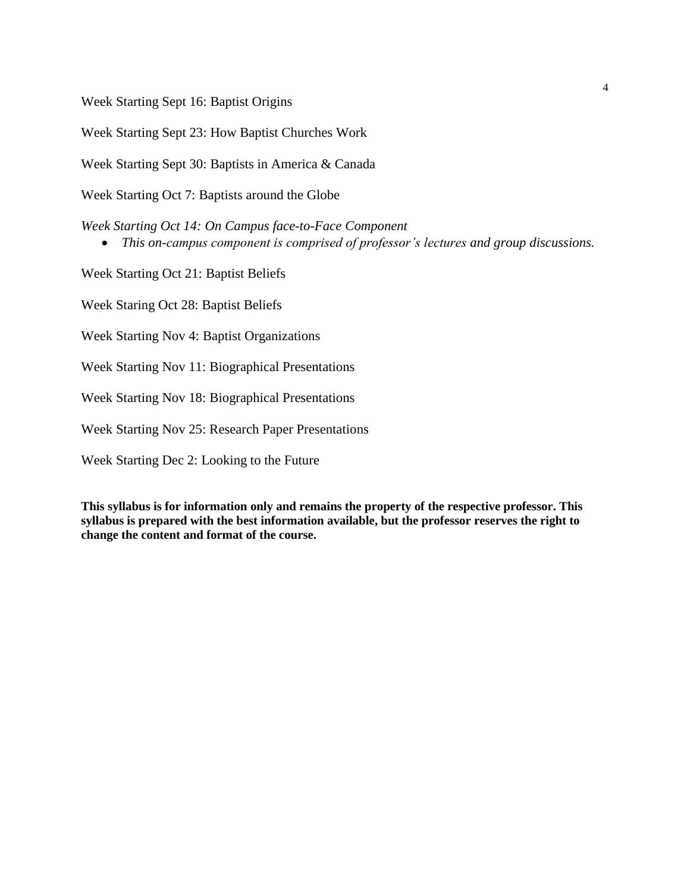Week Starting Sept 16: Baptist Origins

Week Starting Sept 23: How Baptist Churches Work

Week Starting Sept 30: Baptists in America & Canada

Week Starting Oct 7: Baptists around the Globe

*Week Starting Oct 14: On Campus face-to-Face Component*

- *This on-campus component is comprised of professor's lectures and group discussions.*

Week Starting Oct 21: Baptist Beliefs

Week Staring Oct 28: Baptist Beliefs

Week Starting Nov 4: Baptist Organizations

Week Starting Nov 11: Biographical Presentations

Week Starting Nov 18: Biographical Presentations

Week Starting Nov 25: Research Paper Presentations

Week Starting Dec 2: Looking to the Future

**This syllabus is for information only and remains the property of the respective professor. This syllabus is prepared with the best information available, but the professor reserves the right to change the content and format of the course.**